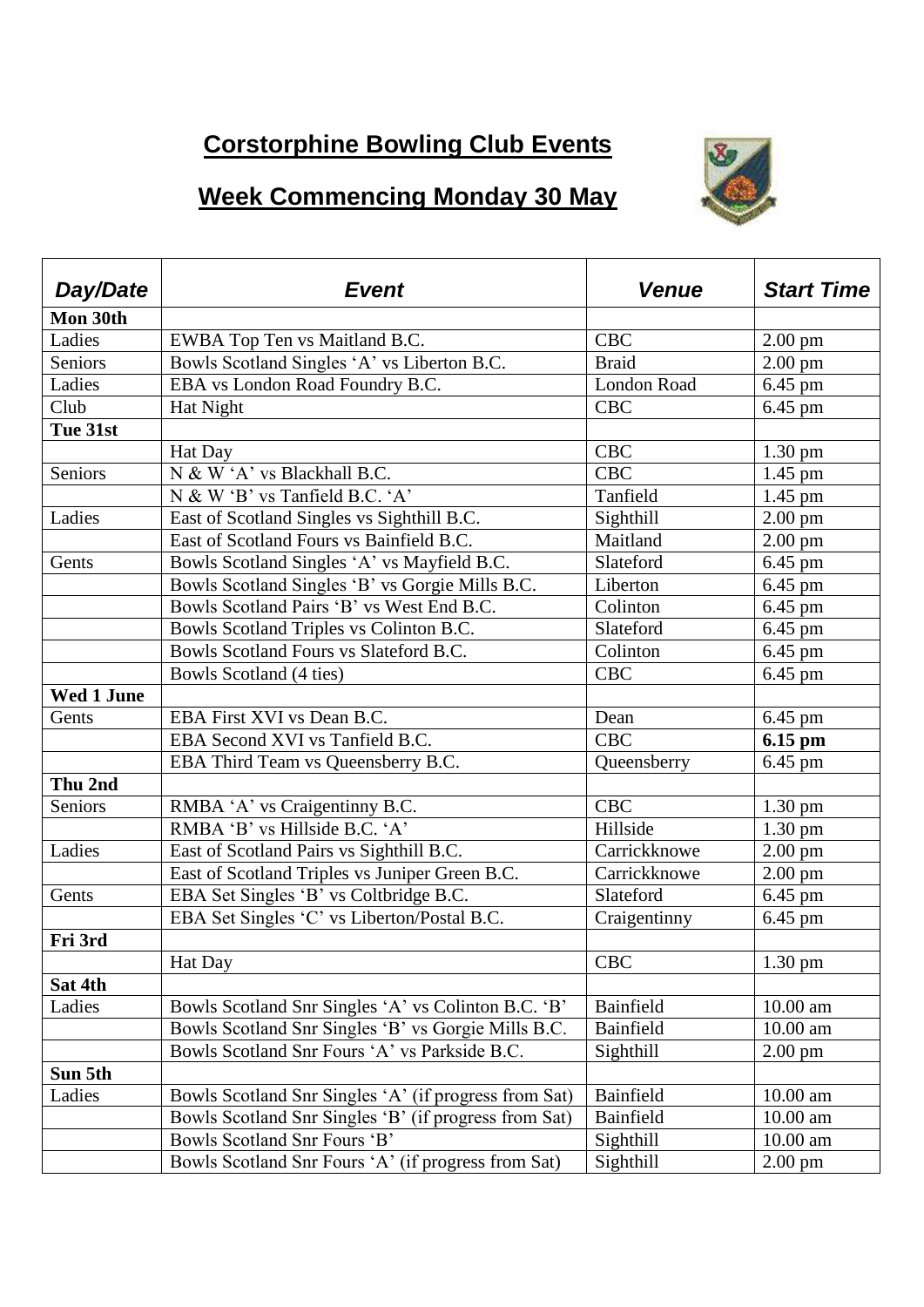# Corstorphine Bowling Club Events

## Week Commencing Monday 30 May

| *Day/Date* | *Event* | *Venue* | *Start Time* |
|---|---|---|---|
| **Mon 30th** | | | |
| Ladies | EWBA Top Ten vs Maitland B.C. | CBC | 2.00 pm |
| Seniors | Bowls Scotland Singles 'A' vs Liberton B.C. | Braid | 2.00 pm |
| Ladies | EBA vs London Road Foundry B.C. | London Road | 6.45 pm |
| Club | Hat Night | CBC | 6.45 pm |
| **Tue 31st** | | | |
| | Hat Day | CBC | 1.30 pm |
| Seniors | N & W 'A' vs Blackhall B.C. | CBC | 1.45 pm |
| | N & W 'B' vs Tanfield B.C. 'A' | Tanfield | 1.45 pm |
| Ladies | East of Scotland Singles vs Sighthill B.C. | Sighthill | 2.00 pm |
| | East of Scotland Fours vs Bainfield B.C. | Maitland | 2.00 pm |
| Gents | Bowls Scotland Singles 'A' vs Mayfield B.C. | Slateford | 6.45 pm |
| | Bowls Scotland Singles 'B' vs Gorgie Mills B.C. | Liberton | 6.45 pm |
| | Bowls Scotland Pairs 'B' vs West End B.C. | Colinton | 6.45 pm |
| | Bowls Scotland Triples vs Colinton B.C. | Slateford | 6.45 pm |
| | Bowls Scotland Fours vs Slateford B.C. | Colinton | 6.45 pm |
| | Bowls Scotland (4 ties) | CBC | 6.45 pm |
| **Wed 1 June** | | | |
| Gents | EBA First XVI vs Dean B.C. | Dean | 6.45 pm |
| | EBA Second XVI vs Tanfield B.C. | CBC | **6.15 pm** |
| | EBA Third Team vs Queensberry B.C. | Queensberry | 6.45 pm |
| **Thu 2nd** | | | |
| Seniors | RMBA 'A' vs Craigentinny B.C. | CBC | 1.30 pm |
| | RMBA 'B' vs Hillside B.C. 'A' | Hillside | 1.30 pm |
| Ladies | East of Scotland Pairs vs Sighthill B.C. | Carrickknowe | 2.00 pm |
| | East of Scotland Triples vs Juniper Green B.C. | Carrickknowe | 2.00 pm |
| Gents | EBA Set Singles 'B' vs Coltbridge B.C. | Slateford | 6.45 pm |
| | EBA Set Singles 'C' vs Liberton/Postal B.C. | Craigentinny | 6.45 pm |
| **Fri 3rd** | | | |
| | Hat Day | CBC | 1.30 pm |
| **Sat 4th** | | | |
| Ladies | Bowls Scotland Snr Singles 'A' vs Colinton B.C. 'B' | Bainfield | 10.00 am |
| | Bowls Scotland Snr Singles 'B' vs Gorgie Mills B.C. | Bainfield | 10.00 am |
| | Bowls Scotland Snr Fours 'A' vs Parkside B.C. | Sighthill | 2.00 pm |
| **Sun 5th** | | | |
| Ladies | Bowls Scotland Snr Singles 'A' (if progress from Sat) | Bainfield | 10.00 am |
| | Bowls Scotland Snr Singles 'B' (if progress from Sat) | Bainfield | 10.00 am |
| | Bowls Scotland Snr Fours 'B' | Sighthill | 10.00 am |
| | Bowls Scotland Snr Fours 'A' (if progress from Sat) | Sighthill | 2.00 pm |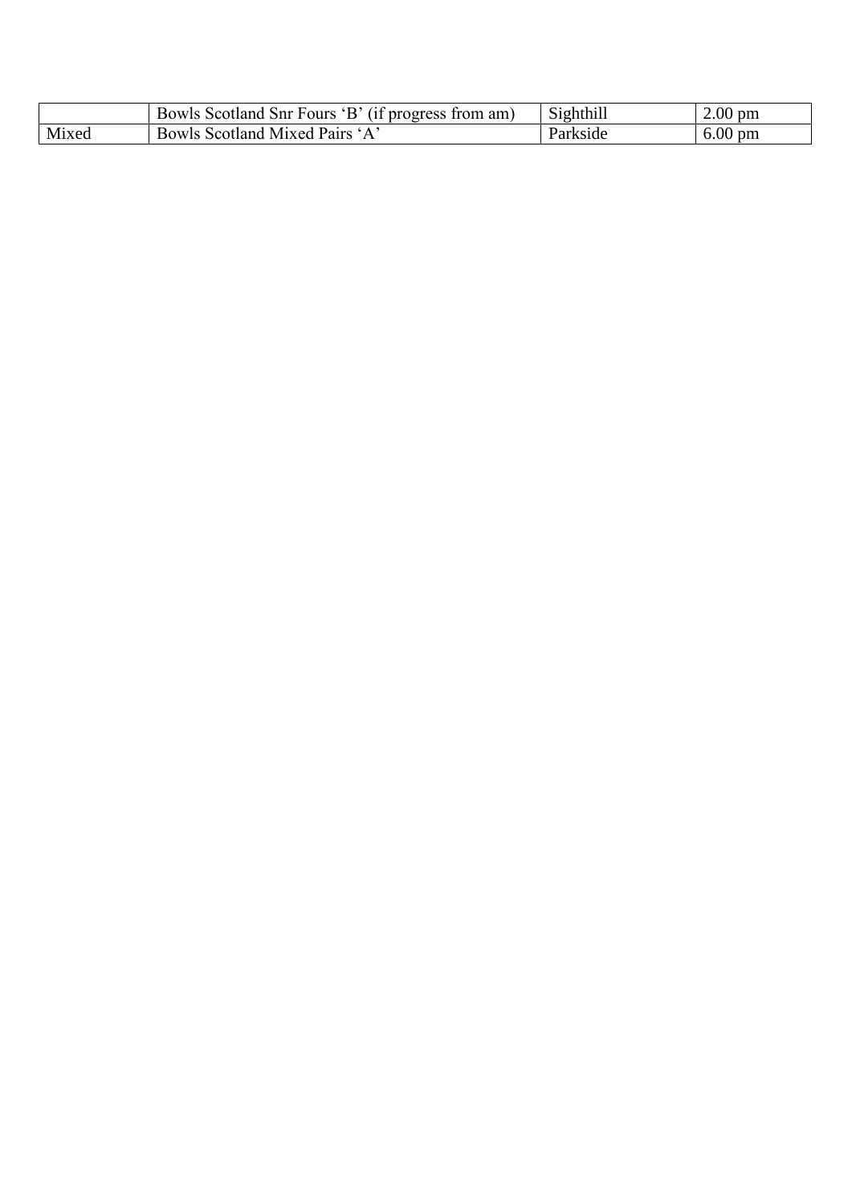| | | | |
|---|---|---|---|
| | Bowls Scotland Snr Fours 'B' (if progress from am) | Sighthill | 2.00 pm |
| Mixed | Bowls Scotland Mixed Pairs 'A' | Parkside | 6.00 pm |